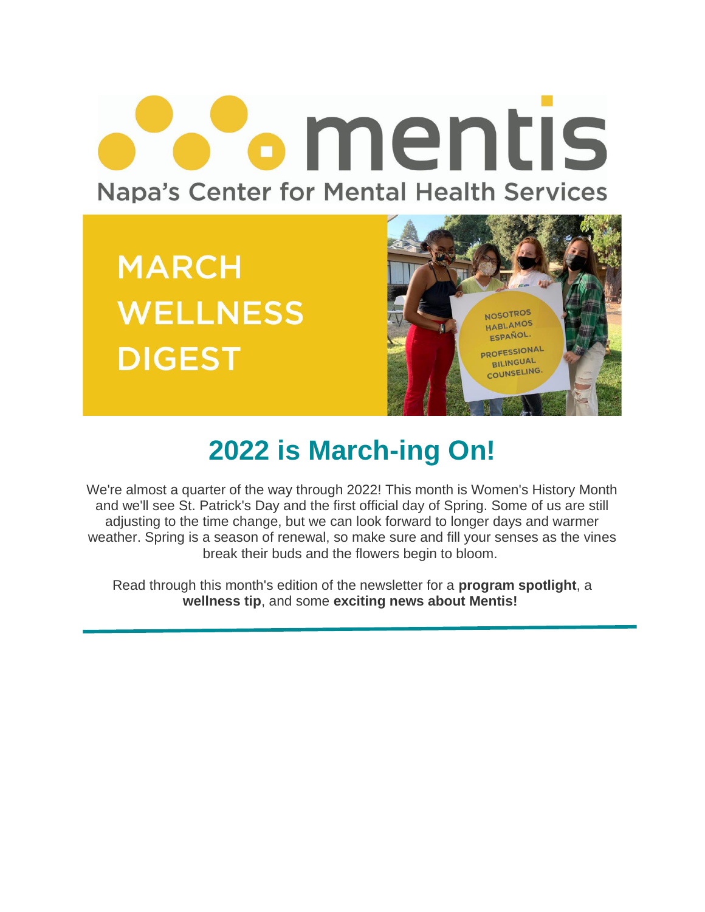# mentis

Napa's Center for Mental Health Services

MARCH WELLNESS DIGEST

NOSOTROS HABLAMOS ESPAÑOL. PROFESSIONAL BILINGUAL COUNSELING.

## 2022 is March-ing On!

We're almost a quarter of the way through 2022! This month is Women's History Month and we'll see St. Patrick's Day and the first official day of Spring. Some of us are still adjusting to the time change, but we can look forward to longer days and warmer weather. Spring is a season of renewal, so make sure and fill your senses as the vines break their buds and the flowers begin to bloom.

Read through this month's edition of the newsletter for a **program spotlight**, a **wellness tip**, and some **exciting news about Mentis!**

---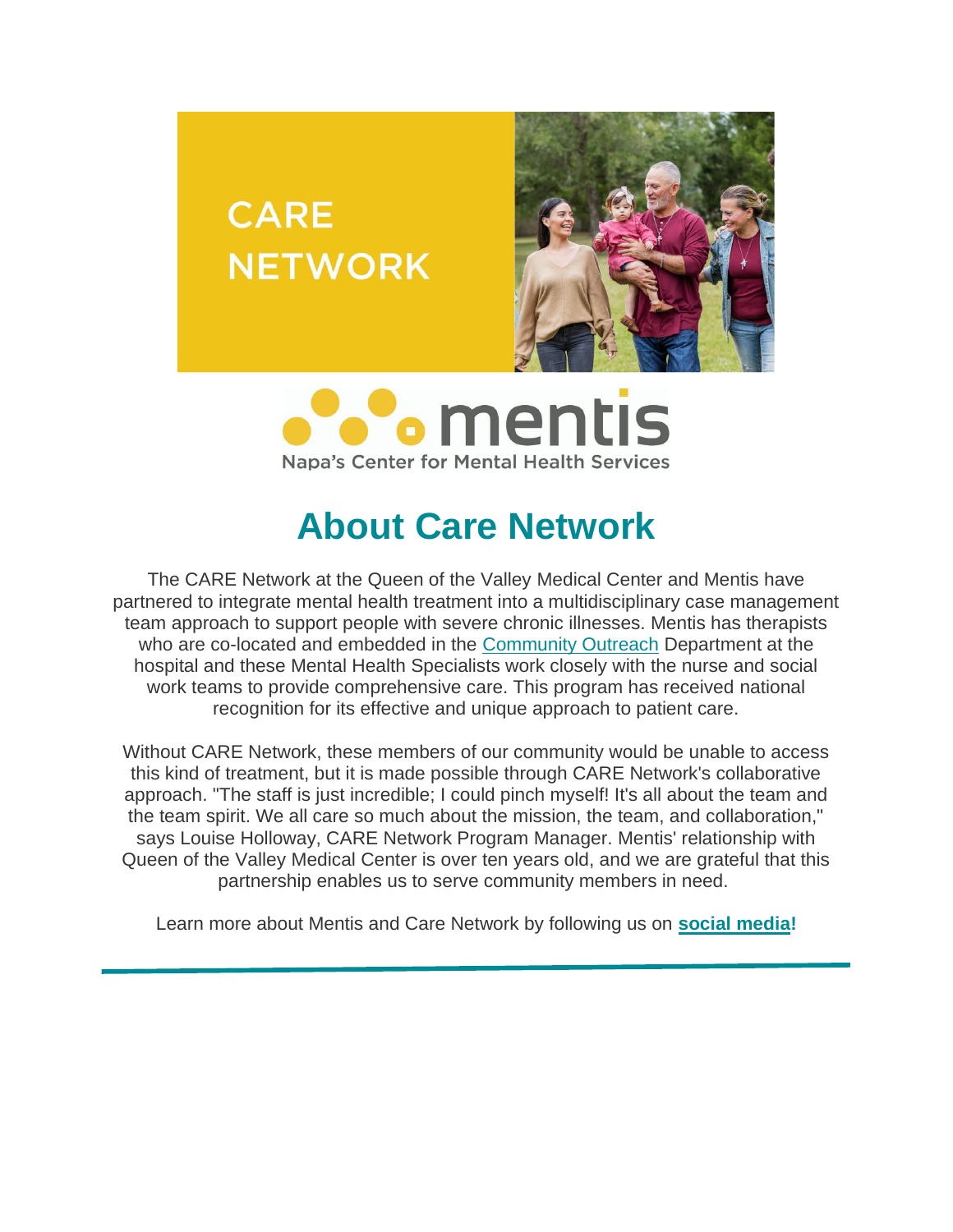CARE NETWORK

mentis

Napa's Center for Mental Health Services

# About Care Network

The CARE Network at the Queen of the Valley Medical Center and Mentis have partnered to integrate mental health treatment into a multidisciplinary case management team approach to support people with severe chronic illnesses. Mentis has therapists who are co-located and embedded in the Community Outreach Department at the hospital and these Mental Health Specialists work closely with the nurse and social work teams to provide comprehensive care. This program has received national recognition for its effective and unique approach to patient care.

Without CARE Network, these members of our community would be unable to access this kind of treatment, but it is made possible through CARE Network's collaborative approach. "The staff is just incredible; I could pinch myself! It's all about the team and the team spirit. We all care so much about the mission, the team, and collaboration," says Louise Holloway, CARE Network Program Manager. Mentis' relationship with Queen of the Valley Medical Center is over ten years old, and we are grateful that this partnership enables us to serve community members in need.

Learn more about Mentis and Care Network by following us on **social media!**

---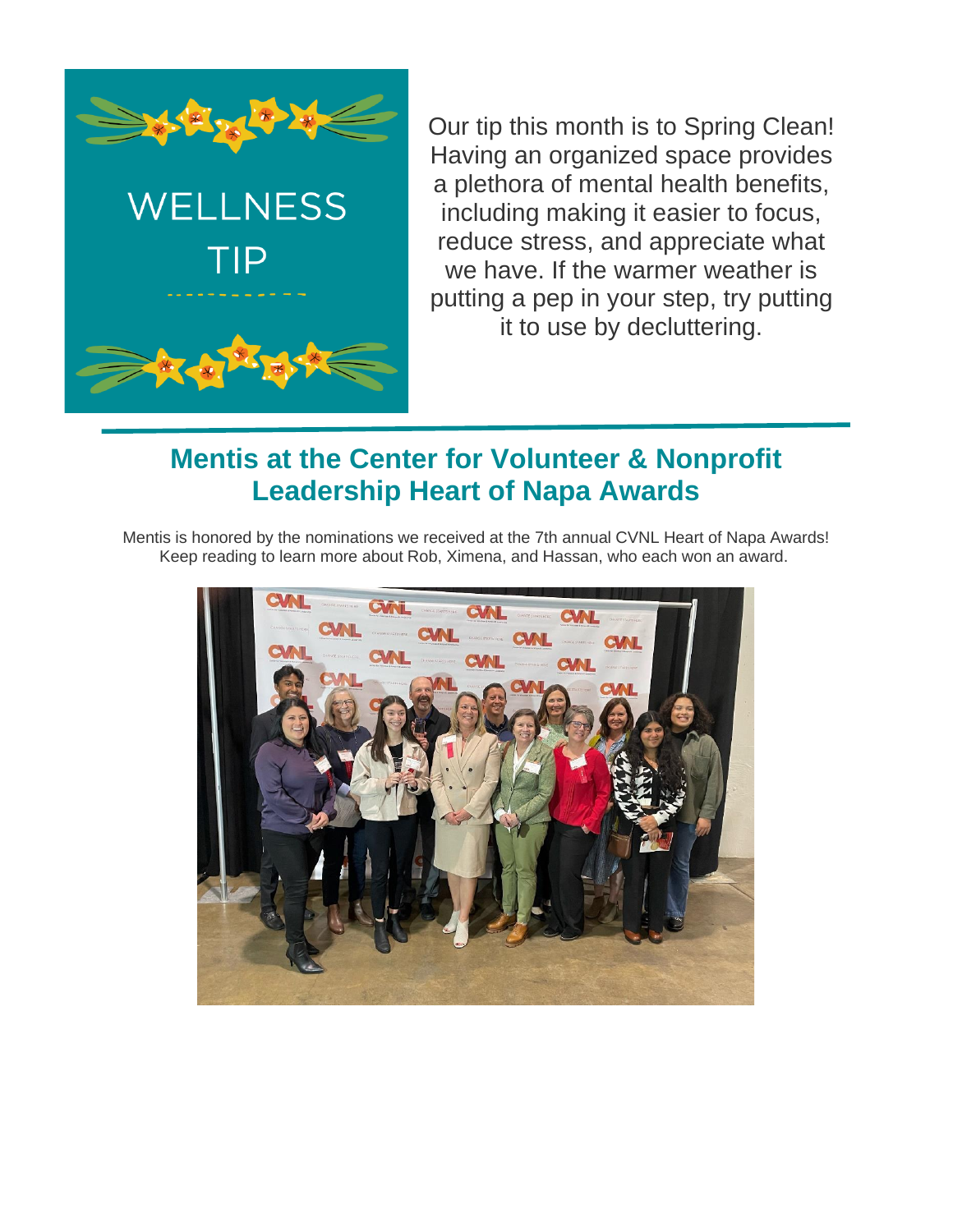## WELLNESS TIP

Our tip this month is to Spring Clean! Having an organized space provides a plethora of mental health benefits, including making it easier to focus, reduce stress, and appreciate what we have. If the warmer weather is putting a pep in your step, try putting it to use by decluttering.

## Mentis at the Center for Volunteer & Nonprofit Leadership Heart of Napa Awards

Mentis is honored by the nominations we received at the 7th annual CVNL Heart of Napa Awards! Keep reading to learn more about Rob, Ximena, and Hassan, who each won an award.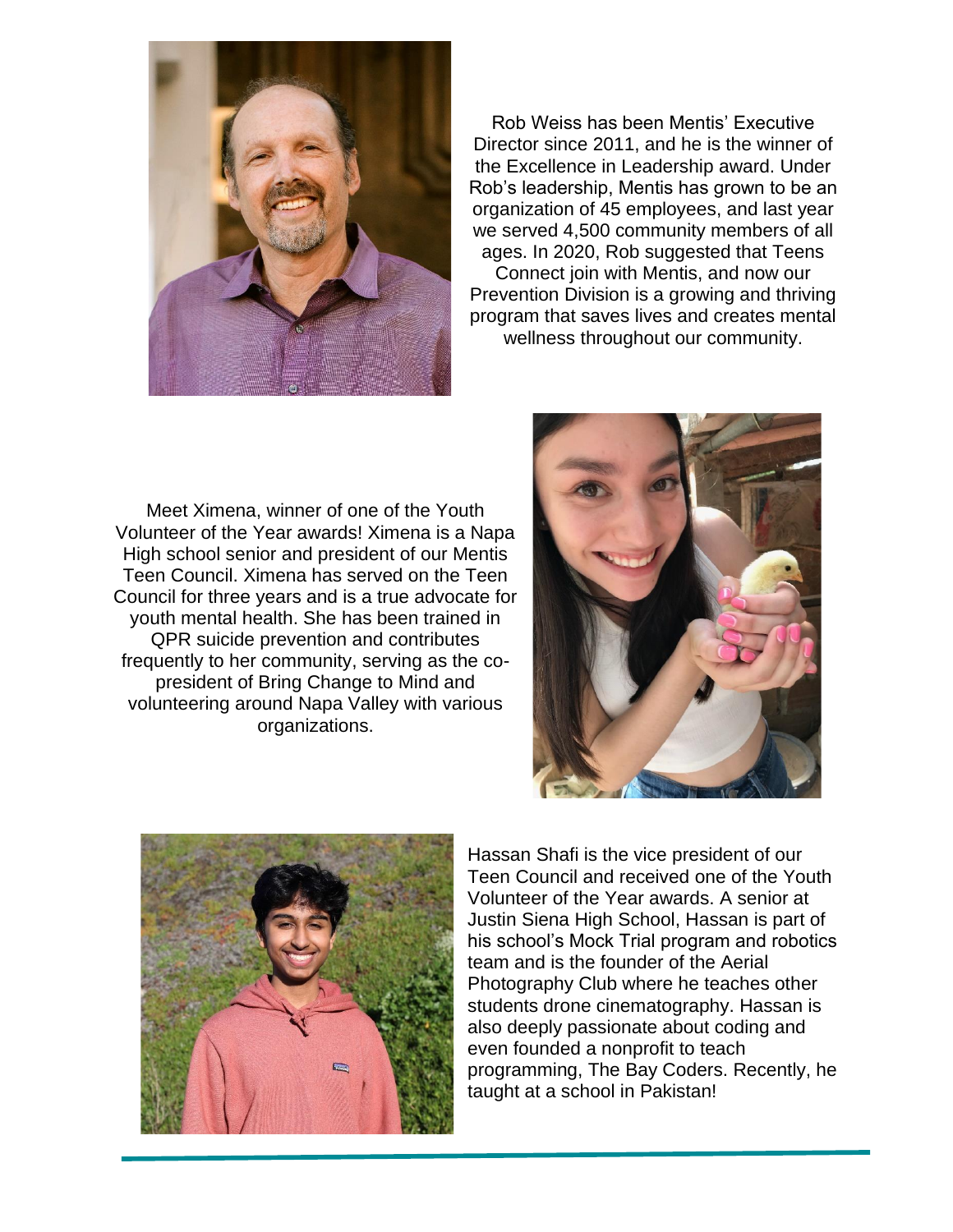Rob Weiss has been Mentis' Executive Director since 2011, and he is the winner of the Excellence in Leadership award. Under Rob's leadership, Mentis has grown to be an organization of 45 employees, and last year we served 4,500 community members of all ages. In 2020, Rob suggested that Teens Connect join with Mentis, and now our Prevention Division is a growing and thriving program that saves lives and creates mental wellness throughout our community.

Meet Ximena, winner of one of the Youth Volunteer of the Year awards! Ximena is a Napa High school senior and president of our Mentis Teen Council. Ximena has served on the Teen Council for three years and is a true advocate for youth mental health. She has been trained in QPR suicide prevention and contributes frequently to her community, serving as the co-president of Bring Change to Mind and volunteering around Napa Valley with various organizations.

Hassan Shafi is the vice president of our Teen Council and received one of the Youth Volunteer of the Year awards. A senior at Justin Siena High School, Hassan is part of his school's Mock Trial program and robotics team and is the founder of the Aerial Photography Club where he teaches other students drone cinematography. Hassan is also deeply passionate about coding and even founded a nonprofit to teach programming, The Bay Coders. Recently, he taught at a school in Pakistan!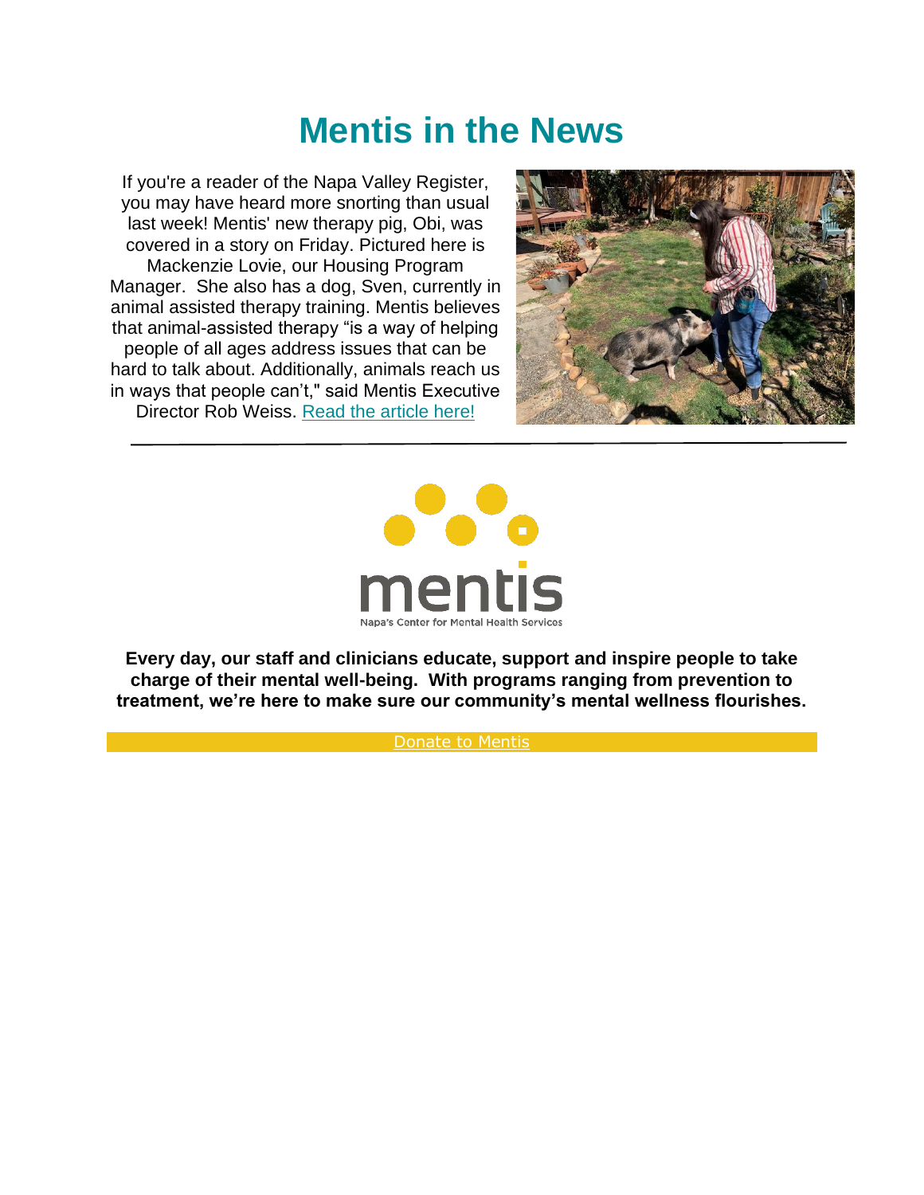# Mentis in the News

If you're a reader of the Napa Valley Register, you may have heard more snorting than usual last week! Mentis' new therapy pig, Obi, was covered in a story on Friday. Pictured here is Mackenzie Lovie, our Housing Program Manager. She also has a dog, Sven, currently in animal assisted therapy training. Mentis believes that animal-assisted therapy "is a way of helping people of all ages address issues that can be hard to talk about. Additionally, animals reach us in ways that people can't," said Mentis Executive Director Rob Weiss. Read the article here!

---

mentis

Napa's Center for Mental Health Services

**Every day, our staff and clinicians educate, support and inspire people to take charge of their mental well-being. With programs ranging from prevention to treatment, we're here to make sure our community's mental wellness flourishes.**

Donate to Mentis